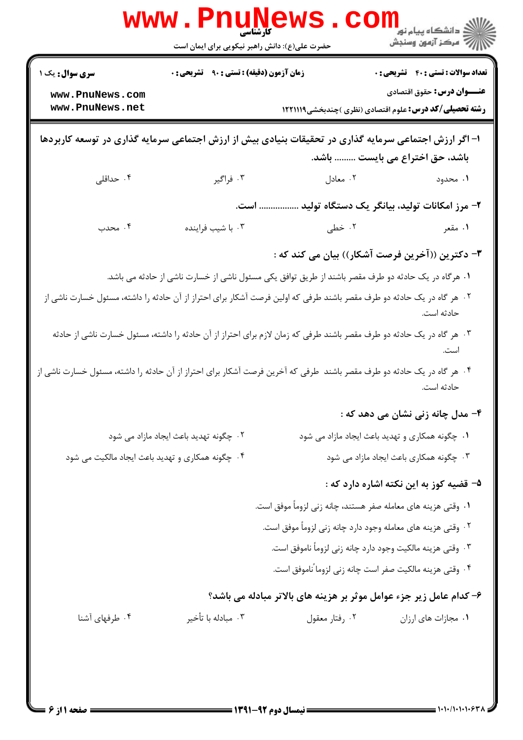کارشناسی

حضرت علی(ع): دانش راهبر نیکویی برای ایمان است

دانشگاه پیام نور
مرکز آزمون وسنجش

**سری سوال:** یک ۱

**زمان آزمون (دقیقه) : تستی : ۹۰ تشریحی : ۰**

**تعداد سوالات : تستی : ۴۰ تشریحی : ۰**

**عنـــوان درس:** حقوق اقتصادی

**رشته تحصیلی/کد درس:** علوم اقتصادی (نظری )چندبخشی۱۲۲۱۱۱۹

**۱- اگر ارزش اجتماعی سرمایه گذاری در تحقیقات بنیادی بیش از ارزش اجتماعی سرمایه گذاری در توسعه کاربردها باشد، حق اختراع می بایست ......... باشد.**

۱. محدود
۲. معادل
۳. فراگیر
۴. حداقلی

**۲- مرز امکانات تولید، بیانگر یک دستگاه تولید ................ است.**

۱. مقعر
۲. خطی
۳. با شیب فزاینده
۴. محدب

**۳- دکترین ((آخرین فرصت آشکار)) بیان می کند که :**

۱. هرگاه در یک حادثه دو طرف مقصر باشند از طریق توافق یکی مسئول ناشی از خسارت ناشی از حادثه می باشد.

۲. هر گاه در یک حادثه دو طرف مقصر باشند طرفی که اولین فرصت آشکار برای احتراز از آن حادثه را داشته، مسئول خسارت ناشی از حادثه است.

۳. هر گاه در یک حادثه دو طرف مقصر باشند طرفی که زمان لازم برای احتراز از آن حادثه را داشته، مسئول خسارت ناشی از حادثه است.

۴. هر گاه در یک حادثه دو طرف مقصر باشند طرفی که آخرین فرصت آشکار برای احتراز از آن حادثه را داشته، مسئول خسارت ناشی از حادثه است.

**۴- مدل چانه زنی نشان می دهد که :**

۱. چگونه همکاری و تهدید باعث ایجاد مازاد می شود
۲. چگونه تهدید باعث ایجاد مازاد می شود
۳. چگونه همکاری باعث ایجاد مازاد می شود
۴. چگونه همکاری و تهدید باعث ایجاد مالکیت می شود

**۵- قضیه کوز به این نکته اشاره دارد که :**

۱. وقتی هزینه های معامله صفر هستند، چانه زنی لزوماً موفق است.

۲. وقتی هزینه های معامله وجود دارد چانه زنی لزوماً موفق است.

۳. وقتی هزینه مالکیت وجود دارد چانه زنی لزوماً ناموفق است.

۴. وقتی هزینه مالکیت صفر است چانه زنی لزوماً ناموفق است.

**۶- کدام عامل زیر جزء عوامل موثر بر هزینه های بالاتر مبادله می باشد؟**

۱. مجازات های ارزان
۲. رفتار معقول
۳. مبادله با تأخیر
۴. طرفهای آشنا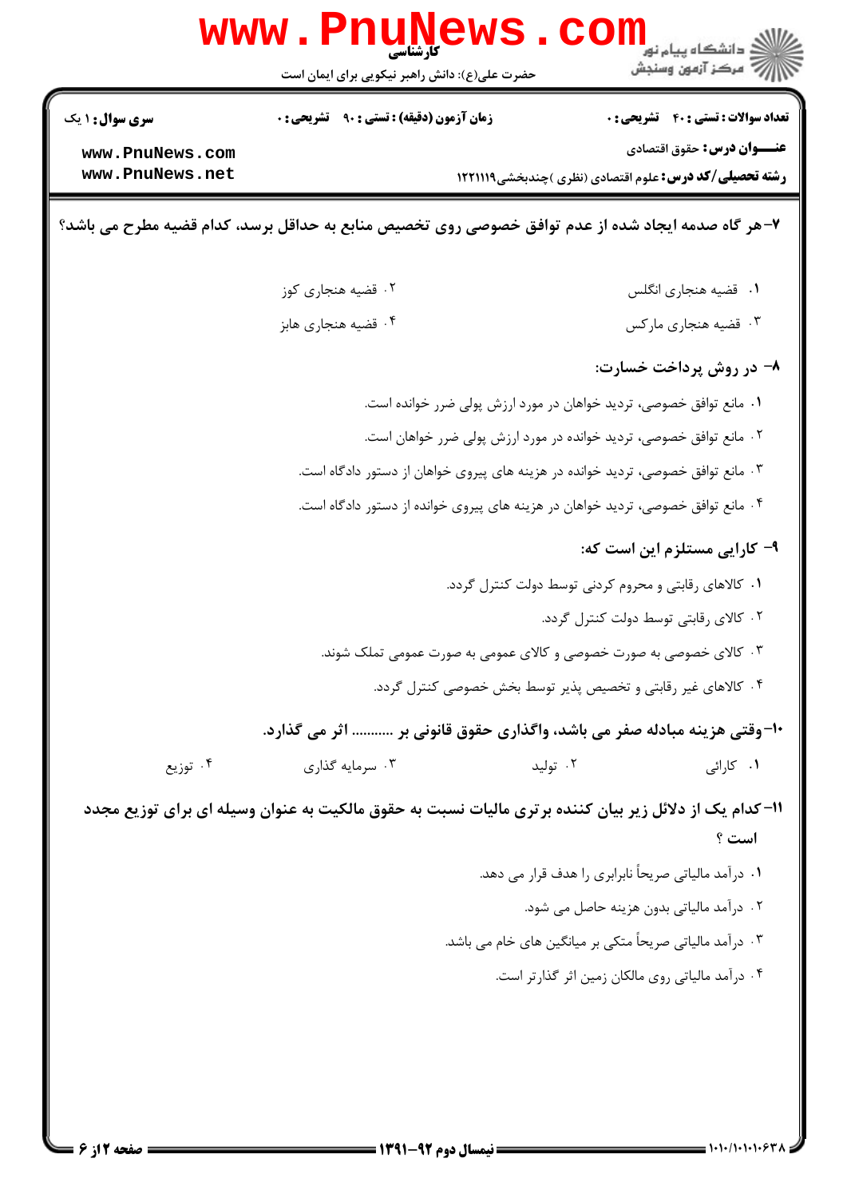۷- هر گاه صدمه ایجاد شده از عدم توافق خصوصی روی تخصیص منابع به حداقل برسد، کدام قضیه مطرح می باشد؟

۱. قضیه هنجاری انگلس

۲. قضیه هنجاری کوز

۳. قضیه هنجاری مارکس

۴. قضیه هنجاری هابز

۸- در روش پرداخت خسارت:

۱. مانع توافق خصوصی، تردید خواهان در مورد ارزش پولی ضرر خوانده است.

۲. مانع توافق خصوصی، تردید خوانده در مورد ارزش پولی ضرر خواهان است.

۳. مانع توافق خصوصی، تردید خوانده در هزینه های پیروی خواهان از دستور دادگاه است.

۴. مانع توافق خصوصی، تردید خواهان در هزینه های پیروی خوانده از دستور دادگاه است.

۹- کارایی مستلزم این است که:

۱. کالاهای رقابتی و محروم کردنی توسط دولت کنترل گردد.

۲. کالای رقابتی توسط دولت کنترل گردد.

۳. کالای خصوصی به صورت خصوصی و کالای عمومی به صورت عمومی تملک شوند.

۴. کالاهای غیر رقابتی و تخصیص پذیر توسط بخش خصوصی کنترل گردد.

۱۰- وقتی هزینه مبادله صفر می باشد، واگذاری حقوق قانونی بر ........... اثر می گذارد.

۱. کارائی

۲. تولید

۳. سرمایه گذاری

۴. توزیع

۱۱- کدام یک از دلائل زیر بیان کننده برتری مالیات نسبت به حقوق مالکیت به عنوان وسیله ای برای توزیع مجدد است ؟

۱. درآمد مالیاتی صریحاً نابرابری را هدف قرار می دهد.

۲. درآمد مالیاتی بدون هزینه حاصل می شود.

۳. درآمد مالیاتی صریحاً متکی بر میانگین های خام می باشد.

۴. درآمد مالیاتی روی مالکان زمین اثر گذارتر است.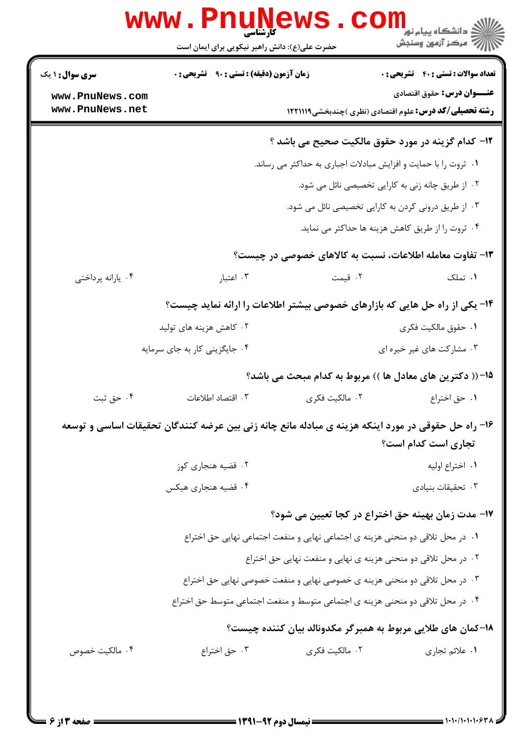**۱۲- کدام گزینه در مورد حقوق مالکیت صحیح می باشد ؟**

۱. ثروت را با حمایت و افزایش مبادلات اجباری به حداکثر می رساند.

۲. از طریق چانه زنی به کارایی تخصیصی نائل می شود.

۳. از طریق درونی کردن به کارایی تخصیصی نائل می شود.

۴. ثروت را از طریق کاهش هزینه ها حداکثر می نماید.

**۱۳- تفاوت معامله اطلاعات، نسبت به کالاهای خصوصی در چیست؟**

۱. تملک

۲. قیمت

۳. اعتبار

۴. یارانه پرداختی

**۱۴- یکی از راه حل هایی که بازارهای خصوصی بیشتر اطلاعات را ارائه نماید چیست؟**

۱. حقوق مالکیت فکری

۲. کاهش هزینه های تولید

۳. مشارکت های غیر خیره ای

۴. جایگزینی کار به جای سرمایه

**۱۵- (( دکترین های معادل ها )) مربوط به کدام مبحث می باشد؟**

۱. حق اختراع

۲. مالکیت فکری

۳. اقتصاد اطلاعات

۴. حق ثبت

**۱۶- راه حل حقوقی در مورد اینکه هزینه ی مبادله مانع چانه زنی بین عرضه کنندگان تحقیقات اساسی و توسعه تجاری است کدام است؟**

۱. اختراع اولیه

۲. قضیه هنجاری کوز

۳. تحقیقات بنیادی

۴. قضیه هنجاری هیکس

**۱۷- مدت زمان بهینه حق اختراع در کجا تعیین می شود؟**

۱. در محل تلاقی دو منحنی هزینه ی اجتماعی نهایی و منفعت اجتماعی نهایی حق اختراع

۲. در محل تلاقی دو منحنی هزینه ی نهایی و منفعت نهایی حق اختراع

۳. در محل تلاقی دو منحنی هزینه ی خصوصی نهایی و منفعت خصوصی نهایی حق اختراع

۴. در محل تلاقی دو منحنی هزینه ی اجتماعی متوسط و منفعت اجتماعی متوسط حق اختراع

**۱۸- کمان های طلایی مربوط به همبرگر مکدونالد بیان کننده چیست؟**

۱. علائم تجاری

۲. مالکیت فکری

۳. حق اختراع

۴. مالکیت خصوص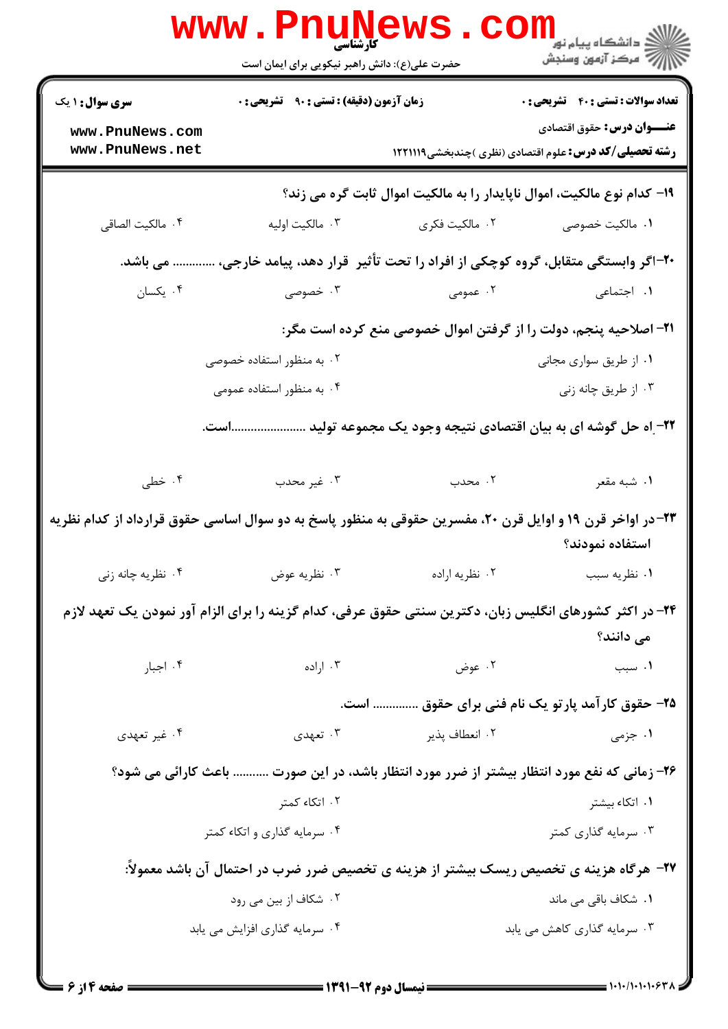۱۹- کدام نوع مالکیت، اموال ناپایدار را به مالکیت اموال ثابت گره می زند؟

۱. مالکیت خصوصی
۲. مالکیت فکری
۳. مالکیت اولیه
۴. مالکیت الصاقی

۲۰-اگر وابستگی متقابل، گروه کوچکی از افراد را تحت تأثیر قرار دهد، پیامد خارجی، ............. می باشد.

۱. اجتماعی
۲. عمومی
۳. خصوصی
۴. یکسان

۲۱- اصلاحیه پنجم، دولت را از گرفتن اموال خصوصی منع کرده است مگر:

۱. از طریق سواری مجانی
۲. به منظور استفاده خصوصی
۳. از طریق چانه زنی
۴. به منظور استفاده عمومی

۲۲-راه حل گوشه ای به بیان اقتصادی نتیجه وجود یک مجموعه تولید .......................است.

۱. شبه مقعر
۲. محدب
۳. غیر محدب
۴. خطی

۲۳-در اواخر قرن ۱۹ و اوایل قرن ۲۰، مفسرین حقوقی به منظور پاسخ به دو سوال اساسی حقوق قرارداد از کدام نظریه استفاده نمودند؟

۱. نظریه سبب
۲. نظریه اراده
۳. نظریه عوض
۴. نظریه چانه زنی

۲۴- در اکثر کشورهای انگلیس زبان، دکترین سنتی حقوق عرفی، کدام گزینه را برای الزام آور نمودن یک تعهد لازم می دانند؟

۱. سبب
۲. عوض
۳. اراده
۴. اجبار

۲۵- حقوق کارآمد پارتو یک نام فنی برای حقوق ............. است.

۱. جزمی
۲. انعطاف پذیر
۳. تعهدی
۴. غیر تعهدی

۲۶- زمانی که نفع مورد انتظار بیشتر از ضرر مورد انتظار باشد، در این صورت .......... باعث کارائی می شود؟

۱. اتکاء بیشتر
۲. اتکاء کمتر
۳. سرمایه گذاری کمتر
۴. سرمایه گذاری و اتکاء کمتر

۲۷- هرگاه هزینه ی تخصیص ریسک بیشتر از هزینه ی تخصیص ضرر ضرب در احتمال آن باشد معمولاً:

۱. شکاف باقی می ماند
۲. شکاف از بین می رود
۳. سرمایه گذاری کاهش می یابد
۴. سرمایه گذاری افزایش می یابد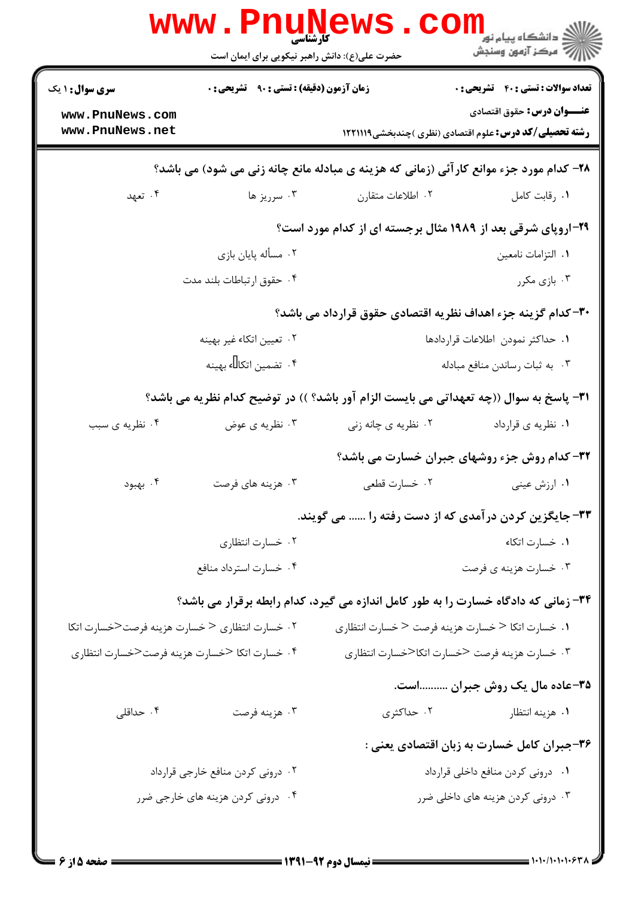۲۸- کدام مورد جزء موانع کارآئی (زمانی که هزینه ی مبادله مانع چانه زنی می شود) می باشد؟

۱. رقابت کامل ۲. اطلاعات متقارن ۳. سرریز ها ۴. تعهد

۲۹-اروپای شرقی بعد از ۱۹۸۹ مثال برجسته ای از کدام مورد است؟

۱. التزامات نامعین ۲. مسأله پایان بازی ۳. بازی مکرر ۴. حقوق ارتباطات بلند مدت

۳۰-کدام گزینه جزء اهداف نظریه اقتصادی حقوق قرارداد می باشد؟

۱. حداکثر نمودن اطلاعات قراردادها ۲. تعیین اتکاء غیر بهینه ۳. به ثبات رساندن منافع مبادله ۴. تضمین اتکاء بهینه

۳۱- پاسخ به سوال ((چه تعهداتی می بایست الزام آور باشد؟ )) در توضیح کدام نظریه می باشد؟

۱. نظریه ی قرارداد ۲. نظریه ی چانه زنی ۳. نظریه ی عوض ۴. نظریه ی سبب

۳۲- کدام روش جزء روشهای جبران خسارت می باشد؟

۱. ارزش عینی ۲. خسارت قطعی ۳. هزینه های فرصت ۴. بهبود

۳۳- جایگزین کردن درآمدی که از دست رفته را ...... می گویند.

۱. خسارت اتکاء ۲. خسارت انتظاری ۳. خسارت هزینه ی فرصت ۴. خسارت استرداد منافع

۳۴- زمانی که دادگاه خسارت را به طور کامل اندازه می گیرد، کدام رابطه برقرار می باشد؟

۱. خسارت اتکا < خسارت هزینه فرصت < خسارت انتظاری ۲. خسارت انتظاری < خسارت هزینه فرصت<خسارت اتکا ۳. خسارت هزینه فرصت <خسارت اتکا<خسارت انتظاری ۴. خسارت اتکا <خسارت هزینه فرصت<خسارت انتظاری

۳۵-عاده مال یک روش جبران ..........است.

۱. هزینه انتظار ۲. حداکثری ۳. هزینه فرصت ۴. حداقلی

۳۶-جبران کامل خسارت به زبان اقتصادی یعنی :

۱. درونی کردن منافع داخلی قرارداد ۲. درونی کردن منافع خارجی قرارداد ۳. درونی کردن هزینه های داخلی ضرر ۴. درونی کردن هزینه های خارجی ضرر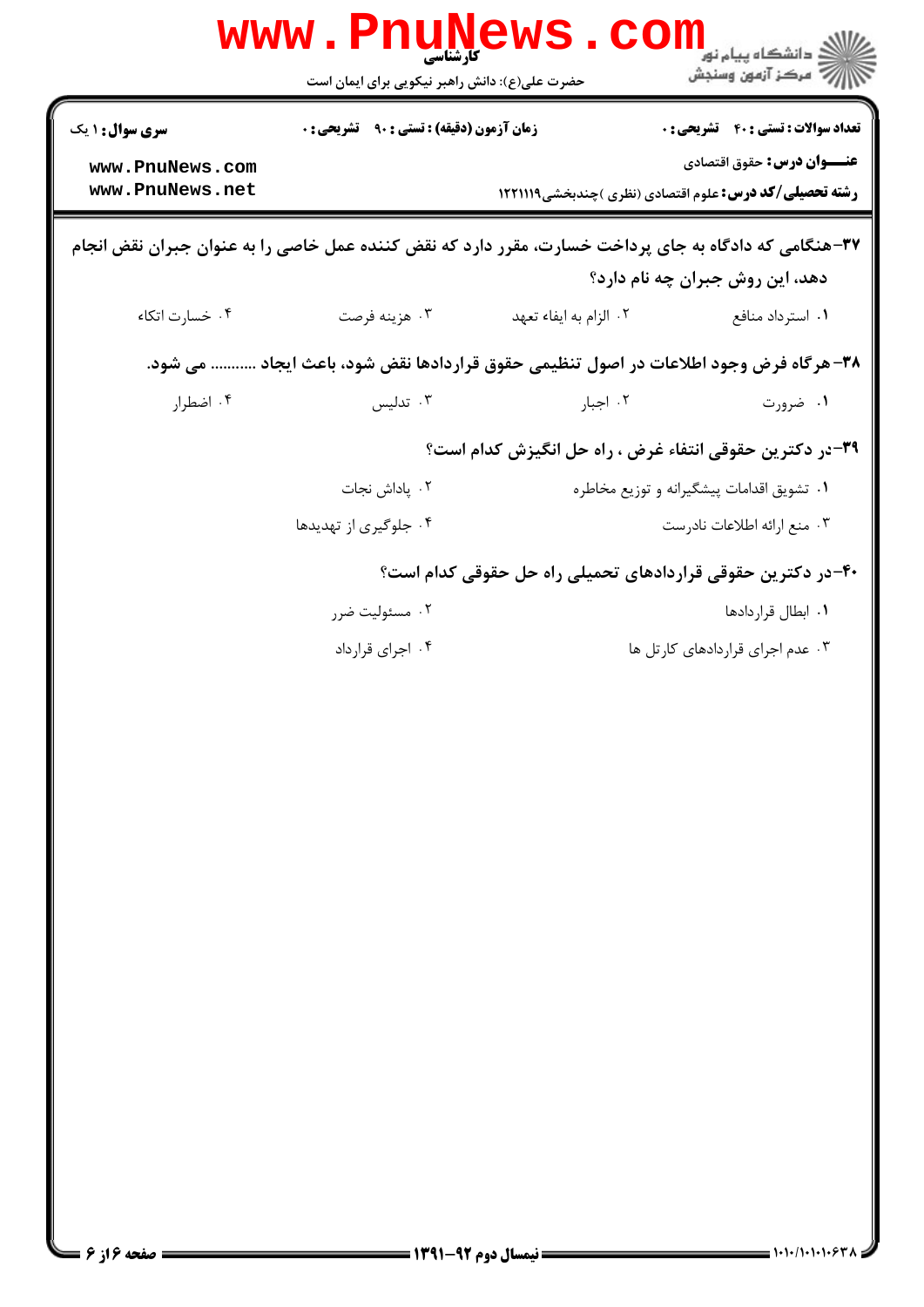**۳۷-** هنگامی که دادگاه به جای پرداخت خسارت، مقرر دارد که نقض کننده عمل خاصی را به عنوان جبران نقض انجام دهد، این روش جبران چه نام دارد؟

۱. استرداد منافع
۲. الزام به ایفاء تعهد
۳. هزینه فرصت
۴. خسارت اتکاء

**۳۸-** هرگاه فرض وجود اطلاعات در اصول تنظیمی حقوق قراردادها نقض شود، باعث ایجاد ........... می شود.

۱. ضرورت
۲. اجبار
۳. تدلیس
۴. اضطرار

**۳۹-** در دکترین حقوقی انتفاء غرض ، راه حل انگیزش کدام است؟

۱. تشویق اقدامات پیشگیرانه و توزیع مخاطره
۲. پاداش نجات
۳. منع ارائه اطلاعات نادرست
۴. جلوگیری از تهدیدها

**۴۰-** در دکترین حقوقی قراردادهای تحمیلی راه حل حقوقی کدام است؟

۱. ابطال قراردادها
۲. مسئولیت ضرر
۳. عدم اجرای قراردادهای کارتل ها
۴. اجرای قرارداد